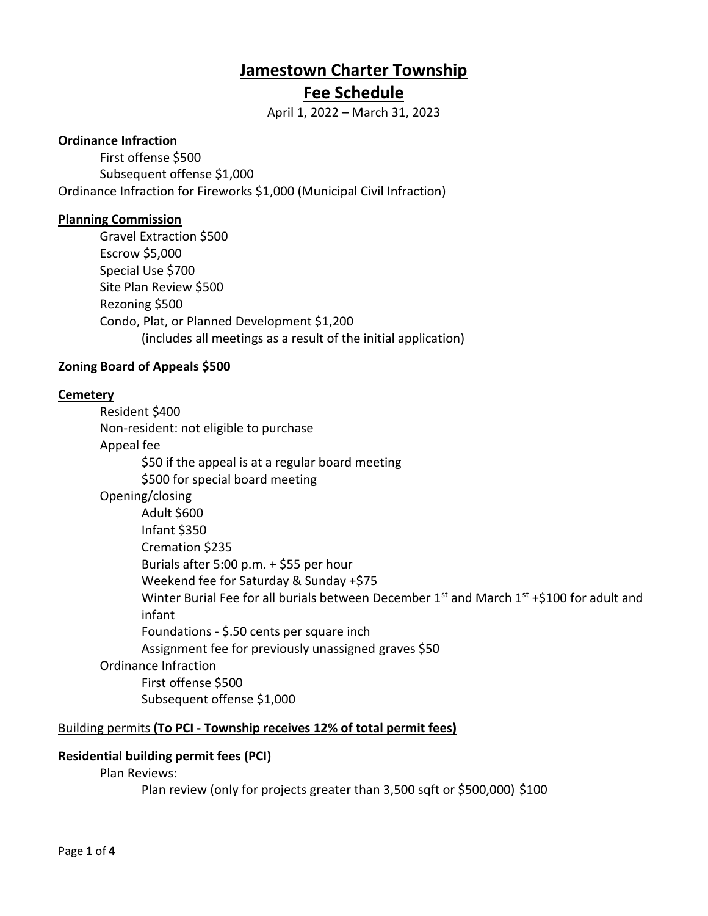# Jamestown Charter Township

## Fee Schedule

April 1, 2022 – March 31, 2023

**Ordinance Infraction**

- First offense $500
- Subsequent offense $1,000

Ordinance Infraction for Fireworks $1,000 (Municipal Civil Infraction)

**Planning Commission**

- Gravel Extraction $500
- Escrow $5,000
- Special Use $700
- Site Plan Review $500
- Rezoning $500
- Condo, Plat, or Planned Development $1,200
  - (includes all meetings as a result of the initial application)

**Zoning Board of Appeals $500**

**Cemetery**

- Resident $400
- Non-resident: not eligible to purchase
- Appeal fee
  - $50 if the appeal is at a regular board meeting
  - $500 for special board meeting
- Opening/closing
  - Adult $600
  - Infant $350
  - Cremation $235
  - Burials after 5:00 p.m. + $55 per hour
  - Weekend fee for Saturday & Sunday +$75
  - Winter Burial Fee for all burials between December 1st and March 1st +$100 for adult and infant
  - Foundations - $.50 cents per square inch
  - Assignment fee for previously unassigned graves $50
- Ordinance Infraction
  - First offense $500
  - Subsequent offense $1,000

Building permits **(To PCI - Township receives 12% of total permit fees)**

**Residential building permit fees (PCI)**

- Plan Reviews:
  - Plan review (only for projects greater than 3,500 sqft or $500,000) $100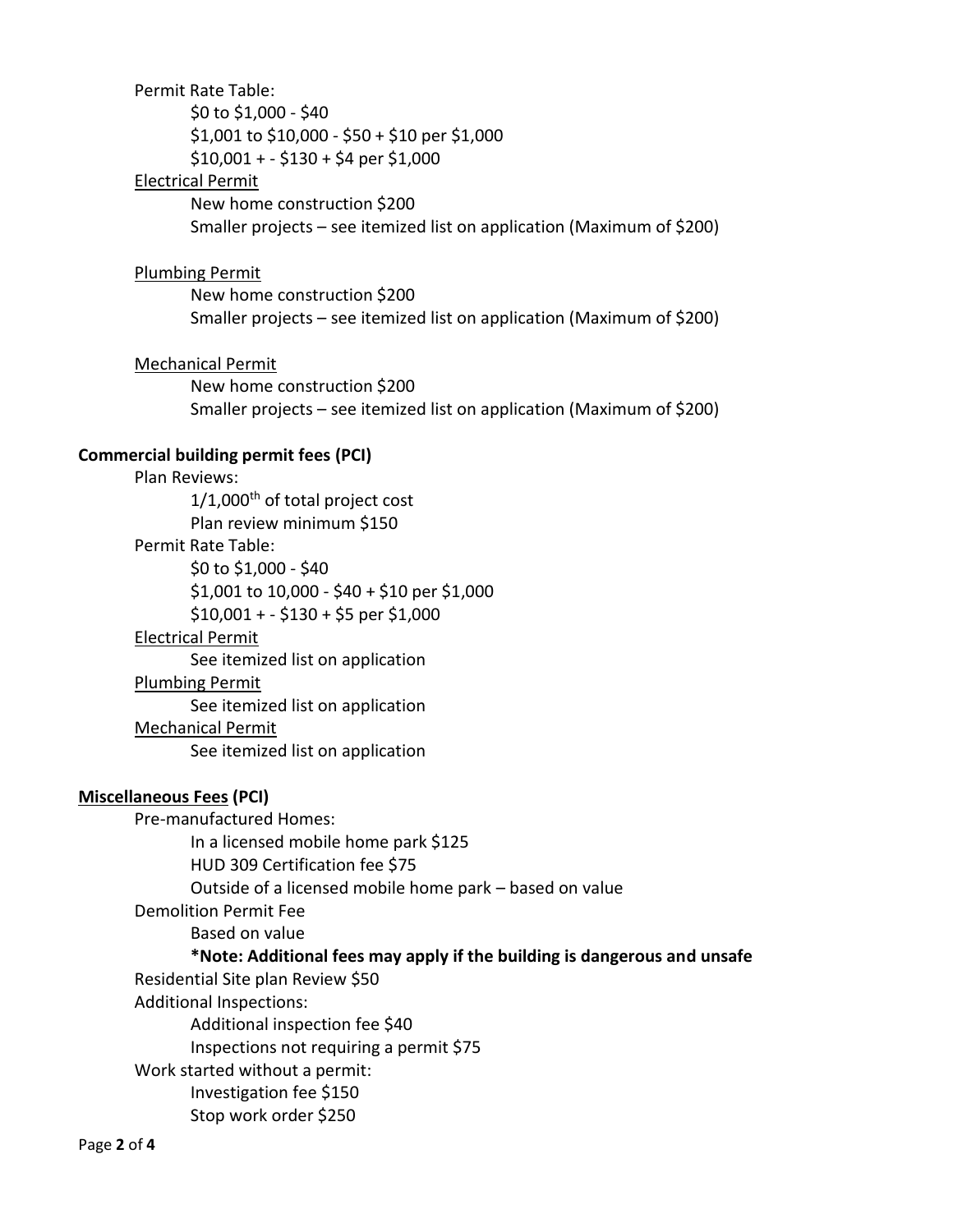Permit Rate Table:

- $0 to $1,000 - $40
- $1,001 to $10,000 - $50 + $10 per $1,000
- $10,001 + - $130 + $4 per $1,000

<u>Electrical Permit</u>

- New home construction $200
- Smaller projects – see itemized list on application (Maximum of $200)

<u>Plumbing Permit</u>

- New home construction $200
- Smaller projects – see itemized list on application (Maximum of $200)

<u>Mechanical Permit</u>

- New home construction $200
- Smaller projects – see itemized list on application (Maximum of $200)

**Commercial building permit fees (PCI)**

Plan Reviews:

- 1/1,000th of total project cost
- Plan review minimum $150

Permit Rate Table:

- $0 to $1,000 - $40
- $1,001 to 10,000 - $40 + $10 per $1,000
- $10,001 + - $130 + $5 per $1,000

<u>Electrical Permit</u>

- See itemized list on application

<u>Plumbing Permit</u>

- See itemized list on application

<u>Mechanical Permit</u>

- See itemized list on application

**<u>Miscellaneous Fees</u> (PCI)**

Pre-manufactured Homes:

- In a licensed mobile home park $125
- HUD 309 Certification fee $75
- Outside of a licensed mobile home park – based on value

Demolition Permit Fee

- Based on value
- ***Note: Additional fees may apply if the building is dangerous and unsafe**

Residential Site plan Review $50

Additional Inspections:

- Additional inspection fee $40
- Inspections not requiring a permit $75

Work started without a permit:

- Investigation fee $150
- Stop work order $250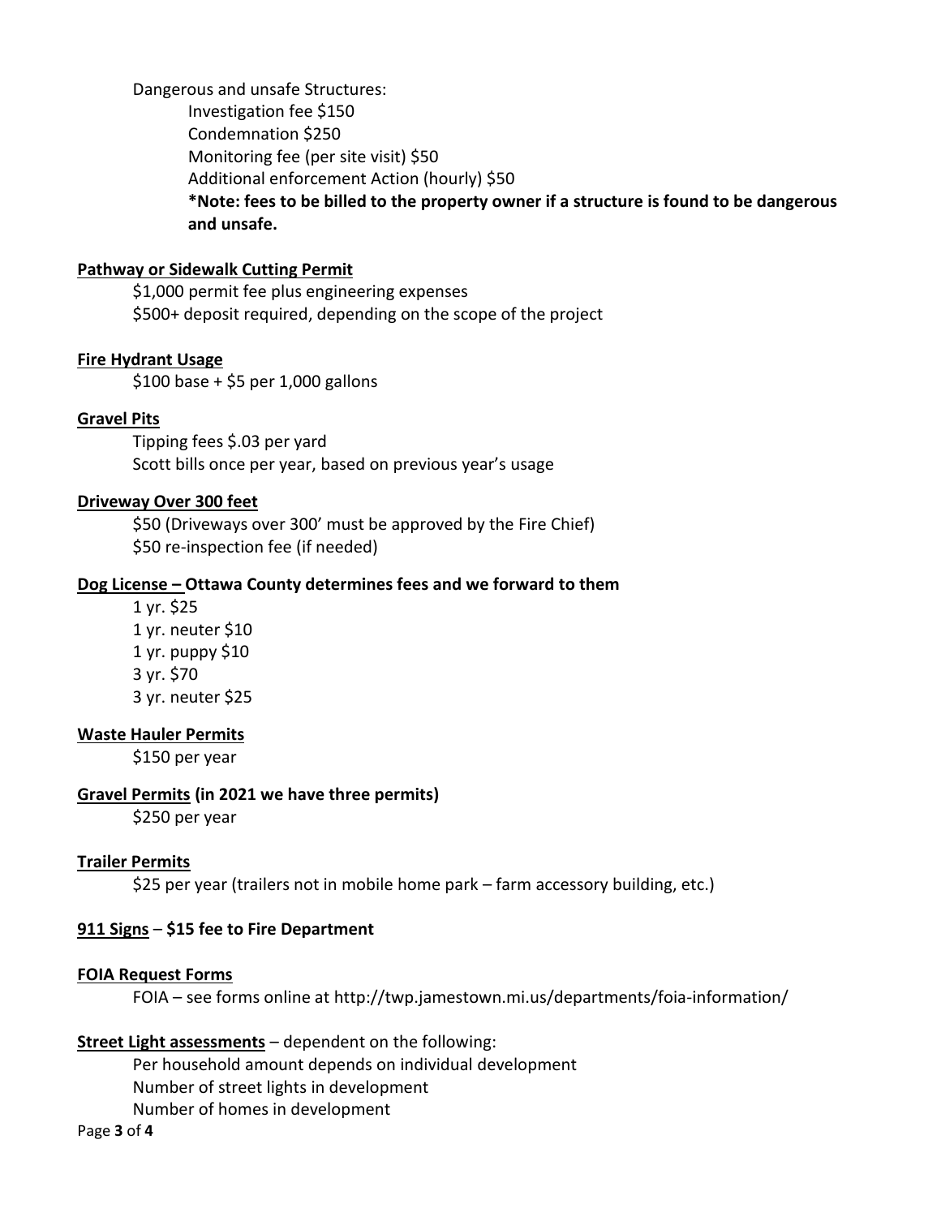Dangerous and unsafe Structures:

- Investigation fee $150
- Condemnation $250
- Monitoring fee (per site visit) $50
- Additional enforcement Action (hourly) $50

**\*Note: fees to be billed to the property owner if a structure is found to be dangerous and unsafe.**

**<u>Pathway or Sidewalk Cutting Permit</u>**

$1,000 permit fee plus engineering expenses
$500+ deposit required, depending on the scope of the project

**<u>Fire Hydrant Usage</u>**

$100 base + $5 per 1,000 gallons

**<u>Gravel Pits</u>**

Tipping fees $.03 per yard
Scott bills once per year, based on previous year's usage

**<u>Driveway Over 300 feet</u>**

$50 (Driveways over 300' must be approved by the Fire Chief)
$50 re-inspection fee (if needed)

**<u>Dog License –</u> Ottawa County determines fees and we forward to them**

- 1 yr. $25
- 1 yr. neuter $10
- 1 yr. puppy $10
- 3 yr. $70
- 3 yr. neuter $25

**<u>Waste Hauler Permits</u>**

$150 per year

**<u>Gravel Permits</u> (in 2021 we have three permits)**

$250 per year

**<u>Trailer Permits</u>**

$25 per year (trailers not in mobile home park – farm accessory building, etc.)

**<u>911 Signs</u> – $15 fee to Fire Department**

**<u>FOIA Request Forms</u>**

FOIA – see forms online at http://twp.jamestown.mi.us/departments/foia-information/

**<u>Street Light assessments</u>** – dependent on the following:

- Per household amount depends on individual development
- Number of street lights in development
- Number of homes in development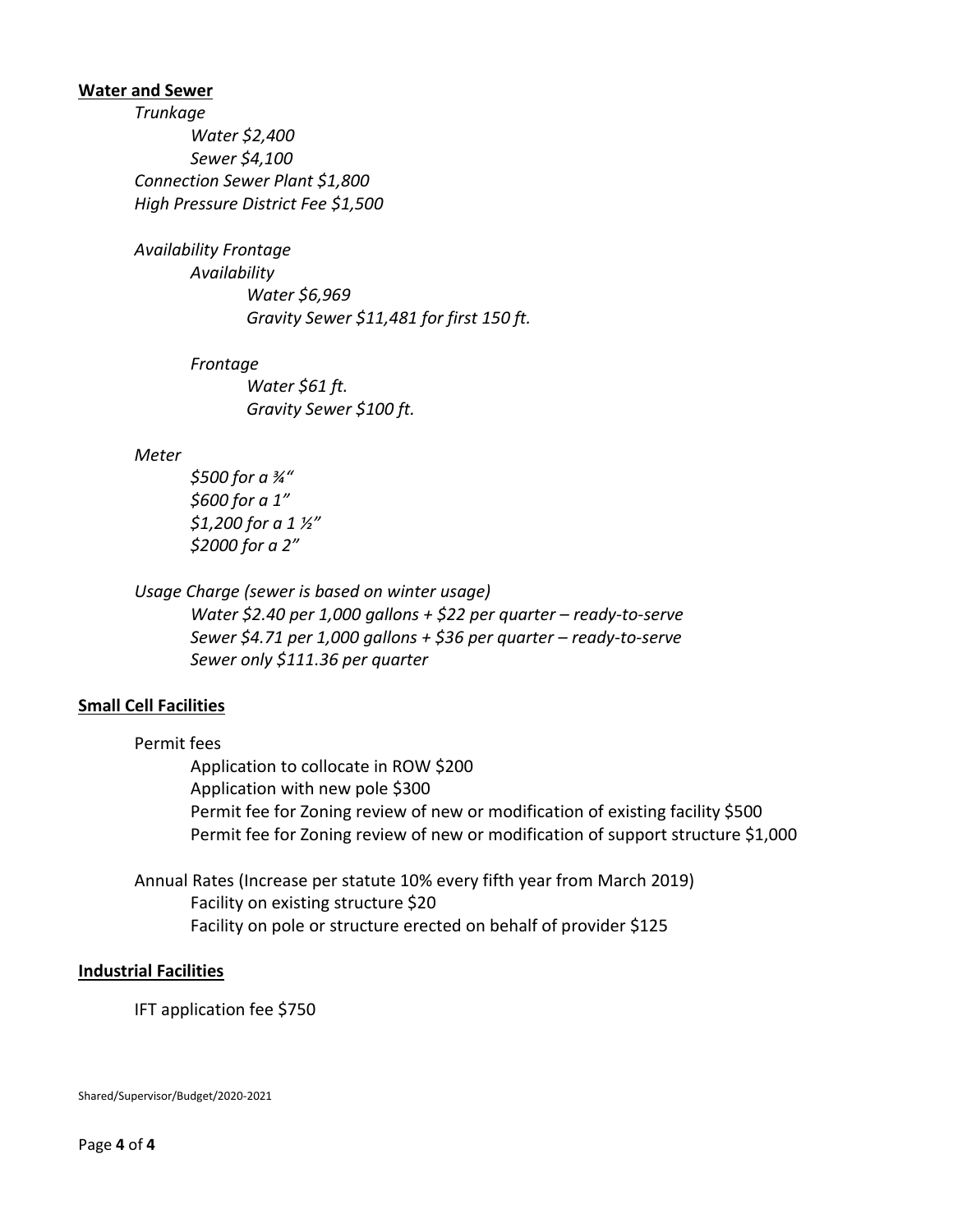**Water and Sewer**

*Trunkage*

*Water $2,400*

*Sewer $4,100*

*Connection Sewer Plant $1,800*

*High Pressure District Fee $1,500*

*Availability Frontage*

*Availability*

*Water $6,969*

*Gravity Sewer $11,481 for first 150 ft.*

*Frontage*

*Water $61 ft.*

*Gravity Sewer $100 ft.*

*Meter*

*$500 for a ¾"*

*$600 for a 1"*

*$1,200 for a 1 ½"*

*$2000 for a 2"*

*Usage Charge (sewer is based on winter usage)*

*Water $2.40 per 1,000 gallons + $22 per quarter – ready-to-serve*

*Sewer $4.71 per 1,000 gallons + $36 per quarter – ready-to-serve*

*Sewer only $111.36 per quarter*

**Small Cell Facilities**

Permit fees

Application to collocate in ROW $200

Application with new pole $300

Permit fee for Zoning review of new or modification of existing facility $500

Permit fee for Zoning review of new or modification of support structure $1,000

Annual Rates (Increase per statute 10% every fifth year from March 2019)

Facility on existing structure $20

Facility on pole or structure erected on behalf of provider $125

**Industrial Facilities**

IFT application fee $750

Shared/Supervisor/Budget/2020-2021